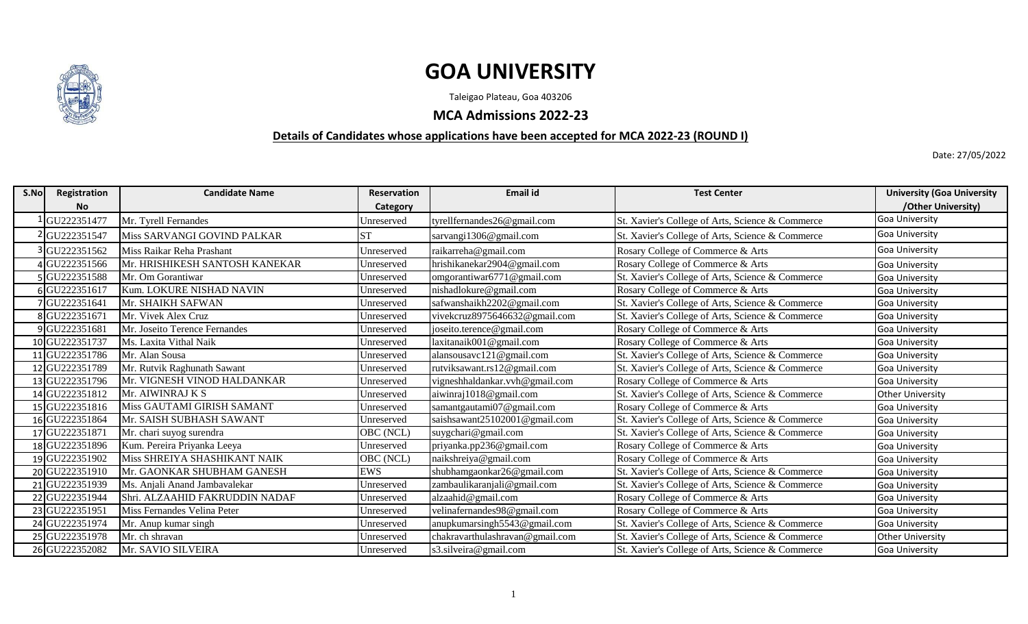# GOA UNIVERSITY

Taleigao Plateau, Goa 403206

## MCA Admissions 2022-23

### Details of Candidates whose applications have been accepted for MCA 2022-23 (ROUND I)

Date: 27/05/2022

| S.No | Registration No | Candidate Name | Reservation Category | Email id | Test Center | University (Goa University /Other University) |
|---|---|---|---|---|---|---|
| 1 | GU222351477 | Mr. Tyrell Fernandes | Unreserved | tyrellfernandes26@gmail.com | St. Xavier's College of Arts, Science & Commerce | Goa University |
| 2 | GU222351547 | Miss SARVANGI GOVIND PALKAR | ST | sarvangi1306@gmail.com | St. Xavier's College of Arts, Science & Commerce | Goa University |
| 3 | GU222351562 | Miss Raikar Reha Prashant | Unreserved | raikarreha@gmail.com | Rosary College of Commerce & Arts | Goa University |
| 4 | GU222351566 | Mr. HRISHIKESH SANTOSH KANEKAR | Unreserved | hrishikanekar2904@gmail.com | Rosary College of Commerce & Arts | Goa University |
| 5 | GU222351588 | Mr. Om Gorantiwar | Unreserved | omgorantiwar6771@gmail.com | St. Xavier's College of Arts, Science & Commerce | Goa University |
| 6 | GU222351617 | Kum. LOKURE NISHAD NAVIN | Unreserved | nishadlokure@gmail.com | Rosary College of Commerce & Arts | Goa University |
| 7 | GU222351641 | Mr. SHAIKH SAFWAN | Unreserved | safwanshaikh2202@gmail.com | St. Xavier's College of Arts, Science & Commerce | Goa University |
| 8 | GU222351671 | Mr. Vivek Alex Cruz | Unreserved | vivekcruz8975646632@gmail.com | St. Xavier's College of Arts, Science & Commerce | Goa University |
| 9 | GU222351681 | Mr. Joseito Terence Fernandes | Unreserved | joseito.terence@gmail.com | Rosary College of Commerce & Arts | Goa University |
| 10 | GU222351737 | Ms. Laxita Vithal Naik | Unreserved | laxitanaik001@gmail.com | Rosary College of Commerce & Arts | Goa University |
| 11 | GU222351786 | Mr. Alan Sousa | Unreserved | alansousavc121@gmail.com | St. Xavier's College of Arts, Science & Commerce | Goa University |
| 12 | GU222351789 | Mr. Rutvik Raghunath Sawant | Unreserved | rutviksawant.rs12@gmail.com | St. Xavier's College of Arts, Science & Commerce | Goa University |
| 13 | GU222351796 | Mr. VIGNESH VINOD HALDANKAR | Unreserved | vigneshhaldankar.vvh@gmail.com | Rosary College of Commerce & Arts | Goa University |
| 14 | GU222351812 | Mr. AIWINRAJ K S | Unreserved | aiwinraj1018@gmail.com | St. Xavier's College of Arts, Science & Commerce | Other University |
| 15 | GU222351816 | Miss GAUTAMI GIRISH SAMANT | Unreserved | samantgautami07@gmail.com | Rosary College of Commerce & Arts | Goa University |
| 16 | GU222351864 | Mr. SAISH SUBHASH SAWANT | Unreserved | saishsawant25102001@gmail.com | St. Xavier's College of Arts, Science & Commerce | Goa University |
| 17 | GU222351871 | Mr. chari suyog surendra | OBC (NCL) | suygchari@gmail.com | St. Xavier's College of Arts, Science & Commerce | Goa University |
| 18 | GU222351896 | Kum. Pereira Priyanka Leeya | Unreserved | priyanka.pp236@gmail.com | Rosary College of Commerce & Arts | Goa University |
| 19 | GU222351902 | Miss SHREIYA SHASHIKANT NAIK | OBC (NCL) | naikshreiya@gmail.com | Rosary College of Commerce & Arts | Goa University |
| 20 | GU222351910 | Mr. GAONKAR SHUBHAM GANESH | EWS | shubhamgaonkar26@gmail.com | St. Xavier's College of Arts, Science & Commerce | Goa University |
| 21 | GU222351939 | Ms. Anjali Anand Jambavalekar | Unreserved | zambaulikaranjali@gmail.com | St. Xavier's College of Arts, Science & Commerce | Goa University |
| 22 | GU222351944 | Shri. ALZAAHID FAKRUDDIN NADAF | Unreserved | alzaahid@gmail.com | Rosary College of Commerce & Arts | Goa University |
| 23 | GU222351951 | Miss Fernandes Velina Peter | Unreserved | velinafernandes98@gmail.com | Rosary College of Commerce & Arts | Goa University |
| 24 | GU222351974 | Mr. Anup kumar singh | Unreserved | anupkumarsingh5543@gmail.com | St. Xavier's College of Arts, Science & Commerce | Goa University |
| 25 | GU222351978 | Mr. ch shravan | Unreserved | chakravarthulashravan@gmail.com | St. Xavier's College of Arts, Science & Commerce | Other University |
| 26 | GU222352082 | Mr. SAVIO SILVEIRA | Unreserved | s3.silveira@gmail.com | St. Xavier's College of Arts, Science & Commerce | Goa University |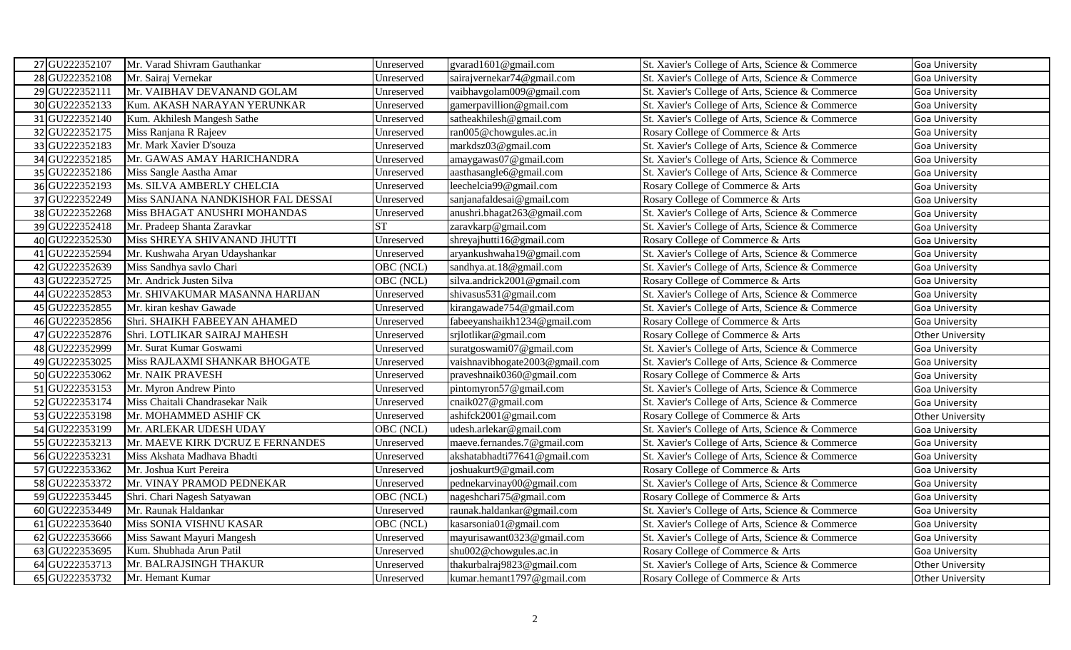| | | | | | | |
|---|---|---|---|---|---|---|
| 27 | GU222352107 | Mr. Varad Shivram Gauthankar | Unreserved | gvarad1601@gmail.com | St. Xavier's College of Arts, Science & Commerce | Goa University |
| 28 | GU222352108 | Mr. Sairaj Vernekar | Unreserved | sairajvernekar74@gmail.com | St. Xavier's College of Arts, Science & Commerce | Goa University |
| 29 | GU222352111 | Mr. VAIBHAV DEVANAND GOLAM | Unreserved | vaibhavgolam009@gmail.com | St. Xavier's College of Arts, Science & Commerce | Goa University |
| 30 | GU222352133 | Kum. AKASH NARAYAN YERUNKAR | Unreserved | gamerpavillion@gmail.com | St. Xavier's College of Arts, Science & Commerce | Goa University |
| 31 | GU222352140 | Kum. Akhilesh Mangesh Sathe | Unreserved | satheakhilesh@gmail.com | St. Xavier's College of Arts, Science & Commerce | Goa University |
| 32 | GU222352175 | Miss Ranjana R Rajeev | Unreserved | ran005@chowgules.ac.in | Rosary College of Commerce & Arts | Goa University |
| 33 | GU222352183 | Mr. Mark Xavier D'souza | Unreserved | markdsz03@gmail.com | St. Xavier's College of Arts, Science & Commerce | Goa University |
| 34 | GU222352185 | Mr. GAWAS AMAY HARICHANDRA | Unreserved | amaygawas07@gmail.com | St. Xavier's College of Arts, Science & Commerce | Goa University |
| 35 | GU222352186 | Miss Sangle Aastha Amar | Unreserved | aasthasangle6@gmail.com | St. Xavier's College of Arts, Science & Commerce | Goa University |
| 36 | GU222352193 | Ms. SILVA AMBERLY CHELCIA | Unreserved | leechelcia99@gmail.com | Rosary College of Commerce & Arts | Goa University |
| 37 | GU222352249 | Miss SANJANA NANDKISHOR FAL DESSAI | Unreserved | sanjanafaldesai@gmail.com | Rosary College of Commerce & Arts | Goa University |
| 38 | GU222352268 | Miss BHAGAT ANUSHRI MOHANDAS | Unreserved | anushri.bhagat263@gmail.com | St. Xavier's College of Arts, Science & Commerce | Goa University |
| 39 | GU222352418 | Mr. Pradeep Shanta Zaravkar | ST | zaravkarp@gmail.com | St. Xavier's College of Arts, Science & Commerce | Goa University |
| 40 | GU222352530 | Miss SHREYA SHIVANAND JHUTTI | Unreserved | shreyajhutti16@gmail.com | Rosary College of Commerce & Arts | Goa University |
| 41 | GU222352594 | Mr. Kushwaha Aryan Udayshankar | Unreserved | aryankushwaha19@gmail.com | St. Xavier's College of Arts, Science & Commerce | Goa University |
| 42 | GU222352639 | Miss Sandhya savlo Chari | OBC (NCL) | sandhya.at.18@gmail.com | St. Xavier's College of Arts, Science & Commerce | Goa University |
| 43 | GU222352725 | Mr. Andrick Justen Silva | OBC (NCL) | silva.andrick2001@gmail.com | Rosary College of Commerce & Arts | Goa University |
| 44 | GU222352853 | Mr. SHIVAKUMAR MASANNA HARIJAN | Unreserved | shivasus531@gmail.com | St. Xavier's College of Arts, Science & Commerce | Goa University |
| 45 | GU222352855 | Mr. kiran keshav Gawade | Unreserved | kirangawade754@gmail.com | St. Xavier's College of Arts, Science & Commerce | Goa University |
| 46 | GU222352856 | Shri. SHAIKH FABEEYAN AHAMED | Unreserved | fabeeyanshaikh1234@gmail.com | Rosary College of Commerce & Arts | Goa University |
| 47 | GU222352876 | Shri. LOTLIKAR SAIRAJ MAHESH | Unreserved | srjlotlikar@gmail.com | Rosary College of Commerce & Arts | Other University |
| 48 | GU222352999 | Mr. Surat Kumar Goswami | Unreserved | suratgoswami07@gmail.com | St. Xavier's College of Arts, Science & Commerce | Goa University |
| 49 | GU222353025 | Miss RAJLAXMI SHANKAR BHOGATE | Unreserved | vaishnavibhogate2003@gmail.com | St. Xavier's College of Arts, Science & Commerce | Goa University |
| 50 | GU222353062 | Mr. NAIK PRAVESH | Unreserved | praveshnaik0360@gmail.com | Rosary College of Commerce & Arts | Goa University |
| 51 | GU222353153 | Mr. Myron Andrew Pinto | Unreserved | pintomyron57@gmail.com | St. Xavier's College of Arts, Science & Commerce | Goa University |
| 52 | GU222353174 | Miss Chaitali Chandrasekar Naik | Unreserved | cnaik027@gmail.com | St. Xavier's College of Arts, Science & Commerce | Goa University |
| 53 | GU222353198 | Mr. MOHAMMED ASHIF CK | Unreserved | ashifck2001@gmail.com | Rosary College of Commerce & Arts | Other University |
| 54 | GU222353199 | Mr. ARLEKAR UDESH UDAY | OBC (NCL) | udesh.arlekar@gmail.com | St. Xavier's College of Arts, Science & Commerce | Goa University |
| 55 | GU222353213 | Mr. MAEVE KIRK D'CRUZ E FERNANDES | Unreserved | maeve.fernandes.7@gmail.com | St. Xavier's College of Arts, Science & Commerce | Goa University |
| 56 | GU222353231 | Miss Akshata Madhava Bhadti | Unreserved | akshatabhadti77641@gmail.com | St. Xavier's College of Arts, Science & Commerce | Goa University |
| 57 | GU222353362 | Mr. Joshua Kurt Pereira | Unreserved | joshuakurt9@gmail.com | Rosary College of Commerce & Arts | Goa University |
| 58 | GU222353372 | Mr. VINAY PRAMOD PEDNEKAR | Unreserved | pednekarvinay00@gmail.com | St. Xavier's College of Arts, Science & Commerce | Goa University |
| 59 | GU222353445 | Shri. Chari Nagesh Satyawan | OBC (NCL) | nageshchari75@gmail.com | Rosary College of Commerce & Arts | Goa University |
| 60 | GU222353449 | Mr. Raunak Haldankar | Unreserved | raunak.haldankar@gmail.com | St. Xavier's College of Arts, Science & Commerce | Goa University |
| 61 | GU222353640 | Miss SONIA VISHNU KASAR | OBC (NCL) | kasarsonia01@gmail.com | St. Xavier's College of Arts, Science & Commerce | Goa University |
| 62 | GU222353666 | Miss Sawant Mayuri Mangesh | Unreserved | mayurisawant0323@gmail.com | St. Xavier's College of Arts, Science & Commerce | Goa University |
| 63 | GU222353695 | Kum. Shubhada Arun Patil | Unreserved | shu002@chowgules.ac.in | Rosary College of Commerce & Arts | Goa University |
| 64 | GU222353713 | Mr. BALRAJSINGH THAKUR | Unreserved | thakurbalraj9823@gmail.com | St. Xavier's College of Arts, Science & Commerce | Other University |
| 65 | GU222353732 | Mr. Hemant Kumar | Unreserved | kumar.hemant1797@gmail.com | Rosary College of Commerce & Arts | Other University |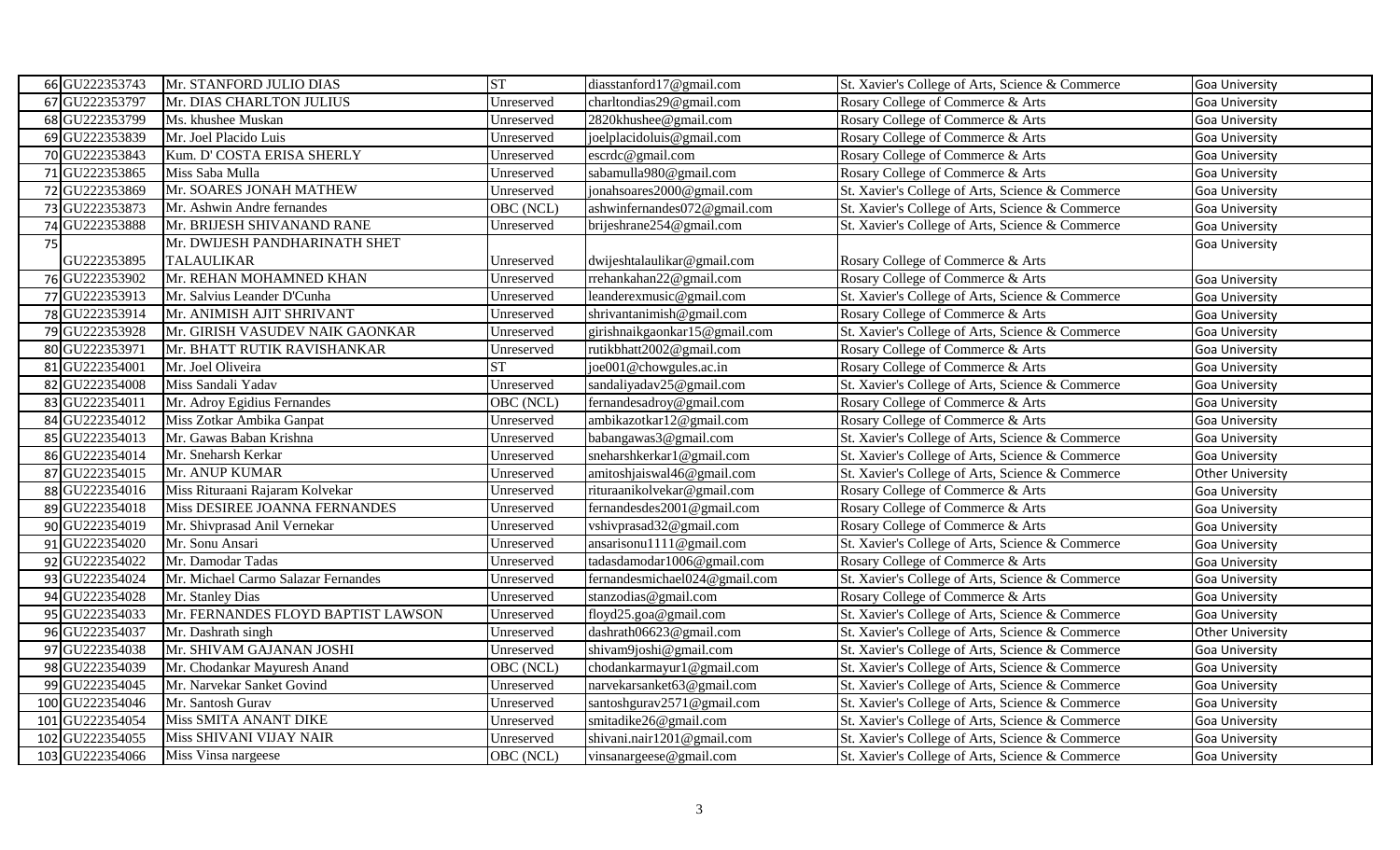| | | | | | | |
|---|---|---|---|---|---|---|
| 66 | GU222353743 | Mr. STANFORD JULIO DIAS | ST | diasstanford17@gmail.com | St. Xavier's College of Arts, Science & Commerce | Goa University |
| 67 | GU222353797 | Mr. DIAS CHARLTON JULIUS | Unreserved | charltondias29@gmail.com | Rosary College of Commerce & Arts | Goa University |
| 68 | GU222353799 | Ms. khushee Muskan | Unreserved | 2820khushee@gmail.com | Rosary College of Commerce & Arts | Goa University |
| 69 | GU222353839 | Mr. Joel Placido Luis | Unreserved | joelplacidoluis@gmail.com | Rosary College of Commerce & Arts | Goa University |
| 70 | GU222353843 | Kum. D' COSTA ERISA SHERLY | Unreserved | escrdc@gmail.com | Rosary College of Commerce & Arts | Goa University |
| 71 | GU222353865 | Miss Saba Mulla | Unreserved | sabamulla980@gmail.com | Rosary College of Commerce & Arts | Goa University |
| 72 | GU222353869 | Mr. SOARES JONAH MATHEW | Unreserved | jonahsoares2000@gmail.com | St. Xavier's College of Arts, Science & Commerce | Goa University |
| 73 | GU222353873 | Mr. Ashwin Andre fernandes | OBC (NCL) | ashwinfernandes072@gmail.com | St. Xavier's College of Arts, Science & Commerce | Goa University |
| 74 | GU222353888 | Mr. BRIJESH SHIVANAND RANE | Unreserved | brijeshrane254@gmail.com | St. Xavier's College of Arts, Science & Commerce | Goa University |
| 75 | GU222353895 | Mr. DWIJESH PANDHARINATH SHET TALAULIKAR | Unreserved | dwijeshtalaulikar@gmail.com | Rosary College of Commerce & Arts | Goa University |
| 76 | GU222353902 | Mr. REHAN MOHAMNED KHAN | Unreserved | rrehankahan22@gmail.com | Rosary College of Commerce & Arts | Goa University |
| 77 | GU222353913 | Mr. Salvius Leander D'Cunha | Unreserved | leanderexmusic@gmail.com | St. Xavier's College of Arts, Science & Commerce | Goa University |
| 78 | GU222353914 | Mr. ANIMISH AJIT SHRIVANT | Unreserved | shrivantanimish@gmail.com | Rosary College of Commerce & Arts | Goa University |
| 79 | GU222353928 | Mr. GIRISH VASUDEV NAIK GAONKAR | Unreserved | girishnaikgaonkar15@gmail.com | St. Xavier's College of Arts, Science & Commerce | Goa University |
| 80 | GU222353971 | Mr. BHATT RUTIK RAVISHANKAR | Unreserved | rutikbhatt2002@gmail.com | Rosary College of Commerce & Arts | Goa University |
| 81 | GU222354001 | Mr. Joel Oliveira | ST | joe001@chowgules.ac.in | Rosary College of Commerce & Arts | Goa University |
| 82 | GU222354008 | Miss Sandali Yadav | Unreserved | sandaliyadav25@gmail.com | St. Xavier's College of Arts, Science & Commerce | Goa University |
| 83 | GU222354011 | Mr. Adroy Egidius Fernandes | OBC (NCL) | fernandesadroy@gmail.com | Rosary College of Commerce & Arts | Goa University |
| 84 | GU222354012 | Miss Zotkar Ambika Ganpat | Unreserved | ambikazotkar12@gmail.com | Rosary College of Commerce & Arts | Goa University |
| 85 | GU222354013 | Mr. Gawas Baban Krishna | Unreserved | babangawas3@gmail.com | St. Xavier's College of Arts, Science & Commerce | Goa University |
| 86 | GU222354014 | Mr. Sneharsh Kerkar | Unreserved | sneharshkerkar1@gmail.com | St. Xavier's College of Arts, Science & Commerce | Goa University |
| 87 | GU222354015 | Mr. ANUP KUMAR | Unreserved | amitoshjaiswal46@gmail.com | St. Xavier's College of Arts, Science & Commerce | Other University |
| 88 | GU222354016 | Miss Rituraani Rajaram Kolvekar | Unreserved | rituraanikolvekar@gmail.com | Rosary College of Commerce & Arts | Goa University |
| 89 | GU222354018 | Miss DESIREE JOANNA FERNANDES | Unreserved | fernandesdes2001@gmail.com | Rosary College of Commerce & Arts | Goa University |
| 90 | GU222354019 | Mr. Shivprasad Anil Vernekar | Unreserved | vshivprasad32@gmail.com | Rosary College of Commerce & Arts | Goa University |
| 91 | GU222354020 | Mr. Sonu Ansari | Unreserved | ansarisonu1111@gmail.com | St. Xavier's College of Arts, Science & Commerce | Goa University |
| 92 | GU222354022 | Mr. Damodar Tadas | Unreserved | tadasdamodar1006@gmail.com | Rosary College of Commerce & Arts | Goa University |
| 93 | GU222354024 | Mr. Michael Carmo Salazar Fernandes | Unreserved | fernandesmichael024@gmail.com | St. Xavier's College of Arts, Science & Commerce | Goa University |
| 94 | GU222354028 | Mr. Stanley Dias | Unreserved | stanzodias@gmail.com | Rosary College of Commerce & Arts | Goa University |
| 95 | GU222354033 | Mr. FERNANDES FLOYD BAPTIST LAWSON | Unreserved | floyd25.goa@gmail.com | St. Xavier's College of Arts, Science & Commerce | Goa University |
| 96 | GU222354037 | Mr. Dashrath singh | Unreserved | dashrath06623@gmail.com | St. Xavier's College of Arts, Science & Commerce | Other University |
| 97 | GU222354038 | Mr. SHIVAM GAJANAN JOSHI | Unreserved | shivam9joshi@gmail.com | St. Xavier's College of Arts, Science & Commerce | Goa University |
| 98 | GU222354039 | Mr. Chodankar Mayuresh Anand | OBC (NCL) | chodankarmayur1@gmail.com | St. Xavier's College of Arts, Science & Commerce | Goa University |
| 99 | GU222354045 | Mr. Narvekar Sanket Govind | Unreserved | narvekarsanket63@gmail.com | St. Xavier's College of Arts, Science & Commerce | Goa University |
| 100 | GU222354046 | Mr. Santosh Gurav | Unreserved | santoshgurav2571@gmail.com | St. Xavier's College of Arts, Science & Commerce | Goa University |
| 101 | GU222354054 | Miss SMITA ANANT DIKE | Unreserved | smitadike26@gmail.com | St. Xavier's College of Arts, Science & Commerce | Goa University |
| 102 | GU222354055 | Miss SHIVANI VIJAY NAIR | Unreserved | shivani.nair1201@gmail.com | St. Xavier's College of Arts, Science & Commerce | Goa University |
| 103 | GU222354066 | Miss Vinsa nargeese | OBC (NCL) | vinsanargeese@gmail.com | St. Xavier's College of Arts, Science & Commerce | Goa University |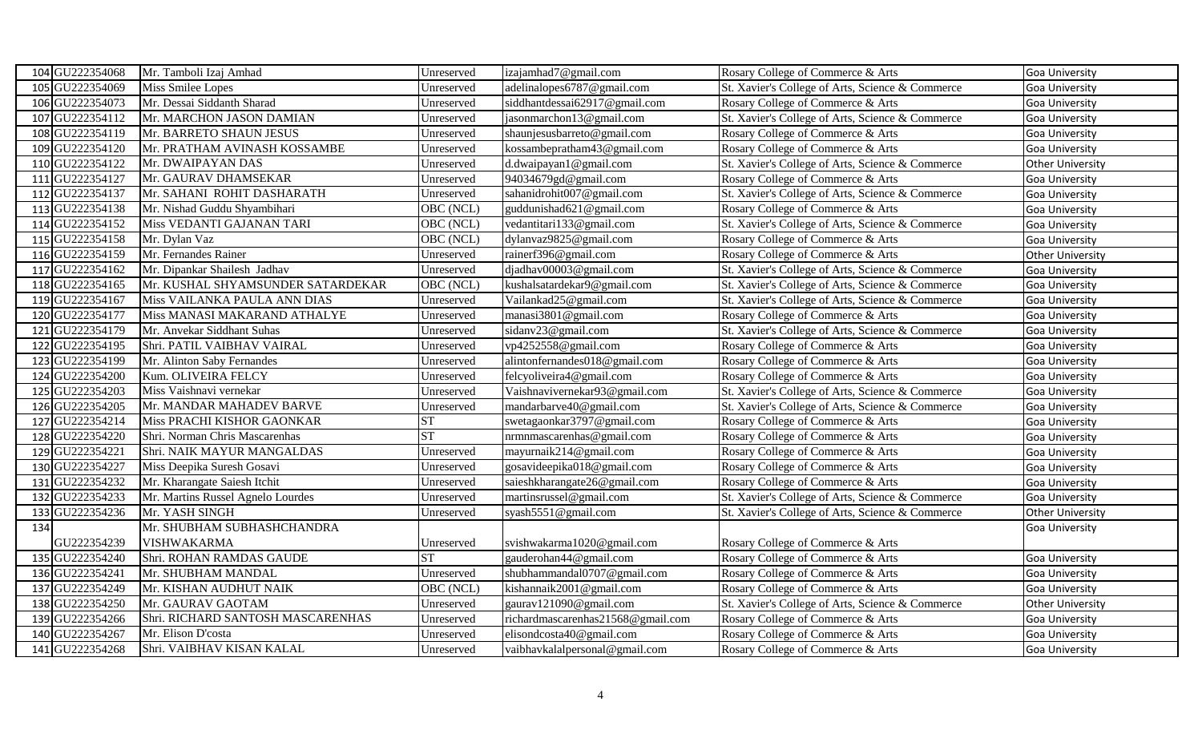| 104 | GU222354068 | Mr. Tamboli Izaj Amhad | Unreserved | izajamhad7@gmail.com | Rosary College of Commerce & Arts | Goa University |
|---|---|---|---|---|---|---|
| 105 | GU222354069 | Miss Smilee Lopes | Unreserved | adelinalopes6787@gmail.com | St. Xavier's College of Arts, Science & Commerce | Goa University |
| 106 | GU222354073 | Mr. Dessai Siddanth Sharad | Unreserved | siddhantdessai62917@gmail.com | Rosary College of Commerce & Arts | Goa University |
| 107 | GU222354112 | Mr. MARCHON JASON DAMIAN | Unreserved | jasonmarchon13@gmail.com | St. Xavier's College of Arts, Science & Commerce | Goa University |
| 108 | GU222354119 | Mr. BARRETO SHAUN JESUS | Unreserved | shaunjesusbarreto@gmail.com | Rosary College of Commerce & Arts | Goa University |
| 109 | GU222354120 | Mr. PRATHAM AVINASH KOSSAMBE | Unreserved | kossambepratham43@gmail.com | Rosary College of Commerce & Arts | Goa University |
| 110 | GU222354122 | Mr. DWAIPAYAN DAS | Unreserved | d.dwaipayan1@gmail.com | St. Xavier's College of Arts, Science & Commerce | Other University |
| 111 | GU222354127 | Mr. GAURAV DHAMSEKAR | Unreserved | 94034679gd@gmail.com | Rosary College of Commerce & Arts | Goa University |
| 112 | GU222354137 | Mr. SAHANI ROHIT DASHARATH | Unreserved | sahanidrohit007@gmail.com | St. Xavier's College of Arts, Science & Commerce | Goa University |
| 113 | GU222354138 | Mr. Nishad Guddu Shyambihari | OBC (NCL) | guddunishad621@gmail.com | Rosary College of Commerce & Arts | Goa University |
| 114 | GU222354152 | Miss VEDANTI GAJANAN TARI | OBC (NCL) | vedantitari133@gmail.com | St. Xavier's College of Arts, Science & Commerce | Goa University |
| 115 | GU222354158 | Mr. Dylan Vaz | OBC (NCL) | dylanvaz9825@gmail.com | Rosary College of Commerce & Arts | Goa University |
| 116 | GU222354159 | Mr. Fernandes Rainer | Unreserved | rainerf396@gmail.com | Rosary College of Commerce & Arts | Other University |
| 117 | GU222354162 | Mr. Dipankar Shailesh Jadhav | Unreserved | djadhav00003@gmail.com | St. Xavier's College of Arts, Science & Commerce | Goa University |
| 118 | GU222354165 | Mr. KUSHAL SHYAMSUNDER SATARDEKAR | OBC (NCL) | kushalsatardekar9@gmail.com | St. Xavier's College of Arts, Science & Commerce | Goa University |
| 119 | GU222354167 | Miss VAILANKA PAULA ANN DIAS | Unreserved | Vailankad25@gmail.com | St. Xavier's College of Arts, Science & Commerce | Goa University |
| 120 | GU222354177 | Miss MANASI MAKARAND ATHALYE | Unreserved | manasi3801@gmail.com | Rosary College of Commerce & Arts | Goa University |
| 121 | GU222354179 | Mr. Anvekar Siddhant Suhas | Unreserved | sidanv23@gmail.com | St. Xavier's College of Arts, Science & Commerce | Goa University |
| 122 | GU222354195 | Shri. PATIL VAIBHAV VAIRAL | Unreserved | vp4252558@gmail.com | Rosary College of Commerce & Arts | Goa University |
| 123 | GU222354199 | Mr. Alinton Saby Fernandes | Unreserved | alintonfernandes018@gmail.com | Rosary College of Commerce & Arts | Goa University |
| 124 | GU222354200 | Kum. OLIVEIRA FELCY | Unreserved | felcyoliveira4@gmail.com | Rosary College of Commerce & Arts | Goa University |
| 125 | GU222354203 | Miss Vaishnavi vernekar | Unreserved | Vaishnavivernekar93@gmail.com | St. Xavier's College of Arts, Science & Commerce | Goa University |
| 126 | GU222354205 | Mr. MANDAR MAHADEV BARVE | Unreserved | mandarbarve40@gmail.com | St. Xavier's College of Arts, Science & Commerce | Goa University |
| 127 | GU222354214 | Miss PRACHI KISHOR GAONKAR | ST | swetagaonkar3797@gmail.com | Rosary College of Commerce & Arts | Goa University |
| 128 | GU222354220 | Shri. Norman Chris Mascarenhas | ST | nrmnmascarenhas@gmail.com | Rosary College of Commerce & Arts | Goa University |
| 129 | GU222354221 | Shri. NAIK MAYUR MANGALDAS | Unreserved | mayurnaik214@gmail.com | Rosary College of Commerce & Arts | Goa University |
| 130 | GU222354227 | Miss Deepika Suresh Gosavi | Unreserved | gosavideepika018@gmail.com | Rosary College of Commerce & Arts | Goa University |
| 131 | GU222354232 | Mr. Kharangate Saiesh Itchit | Unreserved | saieshkharangate26@gmail.com | Rosary College of Commerce & Arts | Goa University |
| 132 | GU222354233 | Mr. Martins Russel Agnelo Lourdes | Unreserved | martinsrussel@gmail.com | St. Xavier's College of Arts, Science & Commerce | Goa University |
| 133 | GU222354236 | Mr. YASH SINGH | Unreserved | syash5551@gmail.com | St. Xavier's College of Arts, Science & Commerce | Other University |
| 134 | GU222354239 | Mr. SHUBHAM SUBHASHCHANDRA VISHWAKARMA | Unreserved | svishwakarma1020@gmail.com | Rosary College of Commerce & Arts | Goa University |
| 135 | GU222354240 | Shri. ROHAN RAMDAS GAUDE | ST | gauderohan44@gmail.com | Rosary College of Commerce & Arts | Goa University |
| 136 | GU222354241 | Mr. SHUBHAM MANDAL | Unreserved | shubhammandal0707@gmail.com | Rosary College of Commerce & Arts | Goa University |
| 137 | GU222354249 | Mr. KISHAN AUDHUT NAIK | OBC (NCL) | kishannaik2001@gmail.com | Rosary College of Commerce & Arts | Goa University |
| 138 | GU222354250 | Mr. GAURAV GAOTAM | Unreserved | gaurav121090@gmail.com | St. Xavier's College of Arts, Science & Commerce | Other University |
| 139 | GU222354266 | Shri. RICHARD SANTOSH MASCARENHAS | Unreserved | richardmascarenhas21568@gmail.com | Rosary College of Commerce & Arts | Goa University |
| 140 | GU222354267 | Mr. Elison D'costa | Unreserved | elisondcosta40@gmail.com | Rosary College of Commerce & Arts | Goa University |
| 141 | GU222354268 | Shri. VAIBHAV KISAN KALAL | Unreserved | vaibhavkalalpersonal@gmail.com | Rosary College of Commerce & Arts | Goa University |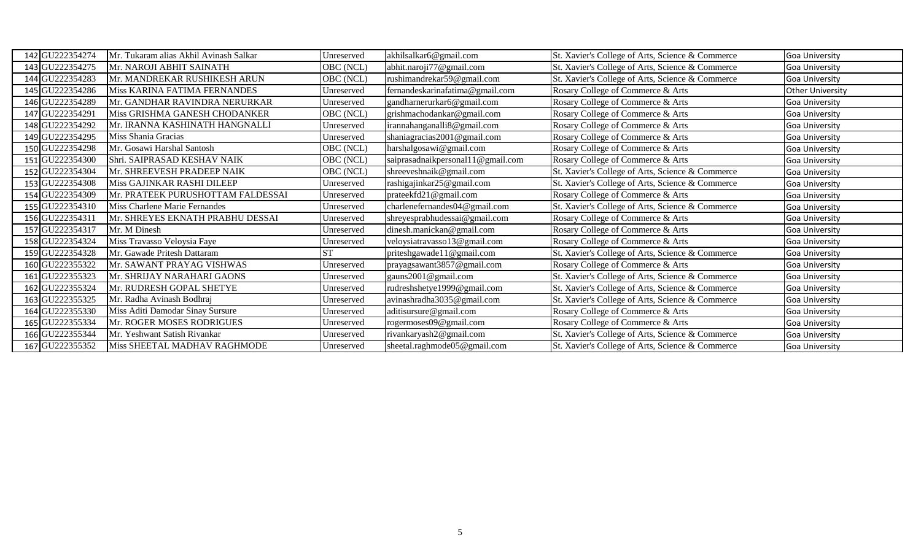| | | | | | | |
|---|---|---|---|---|---|---|
| 142 | GU222354274 | Mr. Tukaram alias Akhil Avinash Salkar | Unreserved | akhilsalkar6@gmail.com | St. Xavier's College of Arts, Science & Commerce | Goa University |
| 143 | GU222354275 | Mr. NAROJI ABHIT SAINATH | OBC (NCL) | abhit.naroji77@gmail.com | St. Xavier's College of Arts, Science & Commerce | Goa University |
| 144 | GU222354283 | Mr. MANDREKAR RUSHIKESH ARUN | OBC (NCL) | rushimandrekar59@gmail.com | St. Xavier's College of Arts, Science & Commerce | Goa University |
| 145 | GU222354286 | Miss KARINA FATIMA FERNANDES | Unreserved | fernandeskarinafatima@gmail.com | Rosary College of Commerce & Arts | Other University |
| 146 | GU222354289 | Mr. GANDHAR RAVINDRA NERURKAR | Unreserved | gandharnerurkar6@gmail.com | Rosary College of Commerce & Arts | Goa University |
| 147 | GU222354291 | Miss GRISHMA GANESH CHODANKER | OBC (NCL) | grishmachodankar@gmail.com | Rosary College of Commerce & Arts | Goa University |
| 148 | GU222354292 | Mr. IRANNA KASHINATH HANGNALLI | Unreserved | irannahanganalli8@gmail.com | Rosary College of Commerce & Arts | Goa University |
| 149 | GU222354295 | Miss Shania Gracias | Unreserved | shaniagracias2001@gmail.com | Rosary College of Commerce & Arts | Goa University |
| 150 | GU222354298 | Mr. Gosawi Harshal Santosh | OBC (NCL) | harshalgosawi@gmail.com | Rosary College of Commerce & Arts | Goa University |
| 151 | GU222354300 | Shri. SAIPRASAD KESHAV NAIK | OBC (NCL) | saiprasadnaikpersonal11@gmail.com | Rosary College of Commerce & Arts | Goa University |
| 152 | GU222354304 | Mr. SHREEVESH PRADEEP NAIK | OBC (NCL) | shreeveshnaik@gmail.com | St. Xavier's College of Arts, Science & Commerce | Goa University |
| 153 | GU222354308 | Miss GAJINKAR RASHI DILEEP | Unreserved | rashigajinkar25@gmail.com | St. Xavier's College of Arts, Science & Commerce | Goa University |
| 154 | GU222354309 | Mr. PRATEEK PURUSHOTTAM FALDESSAI | Unreserved | prateekfd21@gmail.com | Rosary College of Commerce & Arts | Goa University |
| 155 | GU222354310 | Miss Charlene Marie Fernandes | Unreserved | charlenefernandes04@gmail.com | St. Xavier's College of Arts, Science & Commerce | Goa University |
| 156 | GU222354311 | Mr. SHREYES EKNATH PRABHU DESSAI | Unreserved | shreyesprabhudessai@gmail.com | Rosary College of Commerce & Arts | Goa University |
| 157 | GU222354317 | Mr. M Dinesh | Unreserved | dinesh.manickan@gmail.com | Rosary College of Commerce & Arts | Goa University |
| 158 | GU222354324 | Miss Travasso Veloysia Faye | Unreserved | veloysiatravasso13@gmail.com | Rosary College of Commerce & Arts | Goa University |
| 159 | GU222354328 | Mr. Gawade Pritesh Dattaram | ST | priteshgawade11@gmail.com | St. Xavier's College of Arts, Science & Commerce | Goa University |
| 160 | GU222355322 | Mr. SAWANT PRAYAG VISHWAS | Unreserved | prayagsawant3857@gmail.com | Rosary College of Commerce & Arts | Goa University |
| 161 | GU222355323 | Mr. SHRIJAY NARAHARI GAONS | Unreserved | gauns2001@gmail.com | St. Xavier's College of Arts, Science & Commerce | Goa University |
| 162 | GU222355324 | Mr. RUDRESH GOPAL SHETYE | Unreserved | rudreshshetye1999@gmail.com | St. Xavier's College of Arts, Science & Commerce | Goa University |
| 163 | GU222355325 | Mr. Radha Avinash Bodhraj | Unreserved | avinashradha3035@gmail.com | St. Xavier's College of Arts, Science & Commerce | Goa University |
| 164 | GU222355330 | Miss Aditi Damodar Sinay Sursure | Unreserved | aditisursure@gmail.com | Rosary College of Commerce & Arts | Goa University |
| 165 | GU222355334 | Mr. ROGER MOSES RODRIGUES | Unreserved | rogermoses09@gmail.com | Rosary College of Commerce & Arts | Goa University |
| 166 | GU222355344 | Mr. Yeshwant Satish Rivankar | Unreserved | rivankaryash2@gmail.com | St. Xavier's College of Arts, Science & Commerce | Goa University |
| 167 | GU222355352 | Miss SHEETAL MADHAV RAGHMODE | Unreserved | sheetal.raghmode05@gmail.com | St. Xavier's College of Arts, Science & Commerce | Goa University |